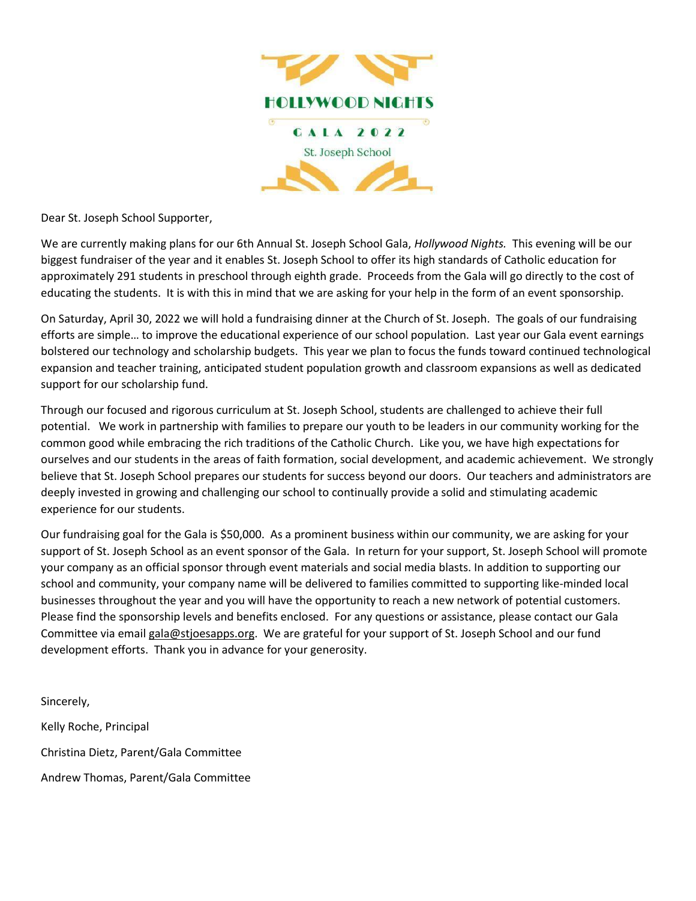# HOLLYWOOD NIGHTS

GALA 2022

St. Joseph School

Dear St. Joseph School Supporter,

We are currently making plans for our 6th Annual St. Joseph School Gala, *Hollywood Nights.* This evening will be our biggest fundraiser of the year and it enables St. Joseph School to offer its high standards of Catholic education for approximately 291 students in preschool through eighth grade. Proceeds from the Gala will go directly to the cost of educating the students. It is with this in mind that we are asking for your help in the form of an event sponsorship.

On Saturday, April 30, 2022 we will hold a fundraising dinner at the Church of St. Joseph. The goals of our fundraising efforts are simple… to improve the educational experience of our school population. Last year our Gala event earnings bolstered our technology and scholarship budgets. This year we plan to focus the funds toward continued technological expansion and teacher training, anticipated student population growth and classroom expansions as well as dedicated support for our scholarship fund.

Through our focused and rigorous curriculum at St. Joseph School, students are challenged to achieve their full potential. We work in partnership with families to prepare our youth to be leaders in our community working for the common good while embracing the rich traditions of the Catholic Church. Like you, we have high expectations for ourselves and our students in the areas of faith formation, social development, and academic achievement. We strongly believe that St. Joseph School prepares our students for success beyond our doors. Our teachers and administrators are deeply invested in growing and challenging our school to continually provide a solid and stimulating academic experience for our students.

Our fundraising goal for the Gala is $50,000. As a prominent business within our community, we are asking for your support of St. Joseph School as an event sponsor of the Gala. In return for your support, St. Joseph School will promote your company as an official sponsor through event materials and social media blasts. In addition to supporting our school and community, your company name will be delivered to families committed to supporting like-minded local businesses throughout the year and you will have the opportunity to reach a new network of potential customers. Please find the sponsorship levels and benefits enclosed. For any questions or assistance, please contact our Gala Committee via email gala@stjoesapps.org. We are grateful for your support of St. Joseph School and our fund development efforts. Thank you in advance for your generosity.

Sincerely,

Kelly Roche, Principal

Christina Dietz, Parent/Gala Committee

Andrew Thomas, Parent/Gala Committee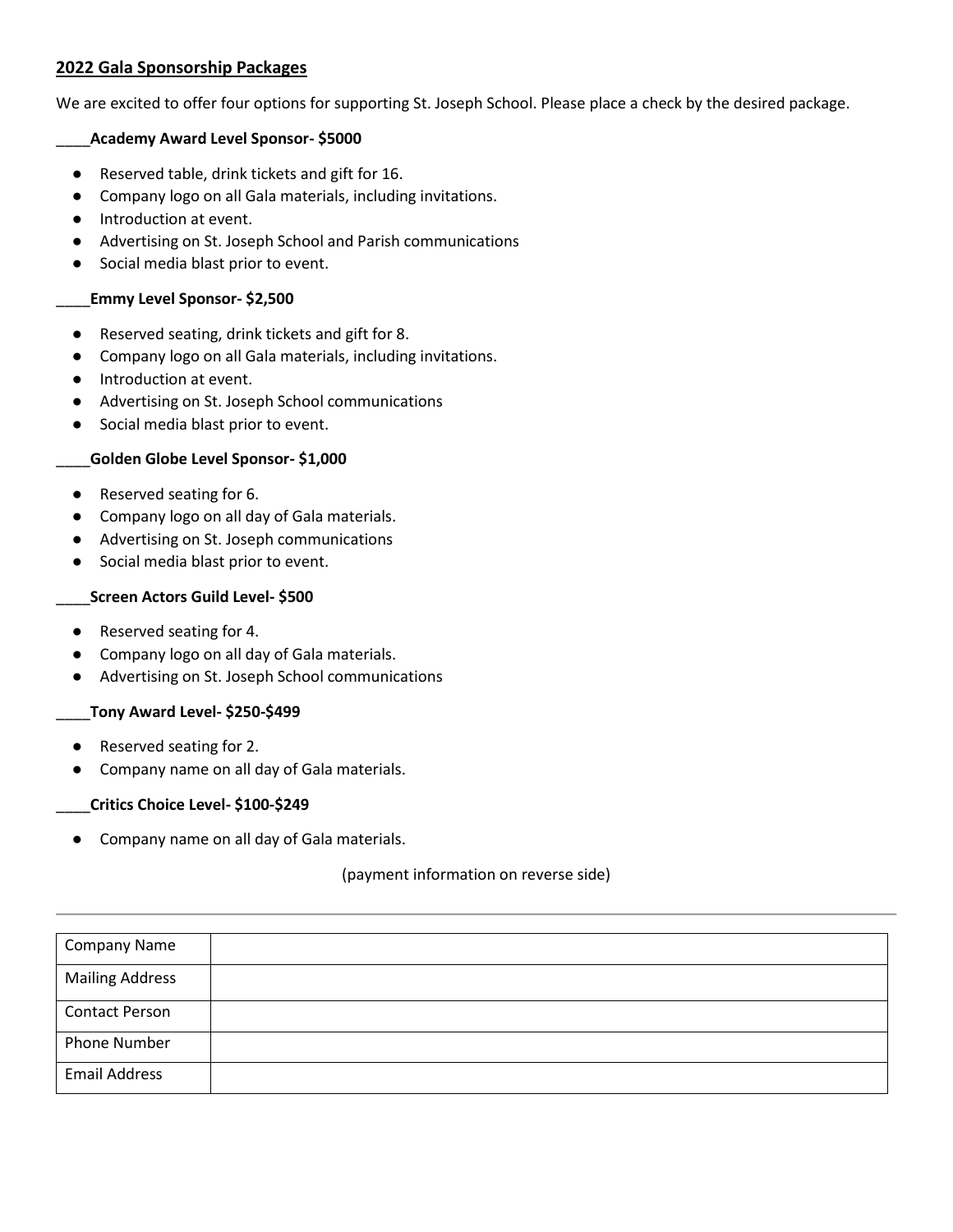## 2022 Gala Sponsorship Packages

We are excited to offer four options for supporting St. Joseph School. Please place a check by the desired package.

____**Academy Award Level Sponsor- $5000**

- Reserved table, drink tickets and gift for 16.
- Company logo on all Gala materials, including invitations.
- Introduction at event.
- Advertising on St. Joseph School and Parish communications
- Social media blast prior to event.

____**Emmy Level Sponsor- $2,500**

- Reserved seating, drink tickets and gift for 8.
- Company logo on all Gala materials, including invitations.
- Introduction at event.
- Advertising on St. Joseph School communications
- Social media blast prior to event.

____**Golden Globe Level Sponsor- $1,000**

- Reserved seating for 6.
- Company logo on all day of Gala materials.
- Advertising on St. Joseph communications
- Social media blast prior to event.

____**Screen Actors Guild Level- $500**

- Reserved seating for 4.
- Company logo on all day of Gala materials.
- Advertising on St. Joseph School communications

____**Tony Award Level- $250-$499**

- Reserved seating for 2.
- Company name on all day of Gala materials.

____**Critics Choice Level- $100-$249**

- Company name on all day of Gala materials.

(payment information on reverse side)

---

| Company Name | |
|---|---|
| Mailing Address | |
| Contact Person | |
| Phone Number | |
| Email Address | |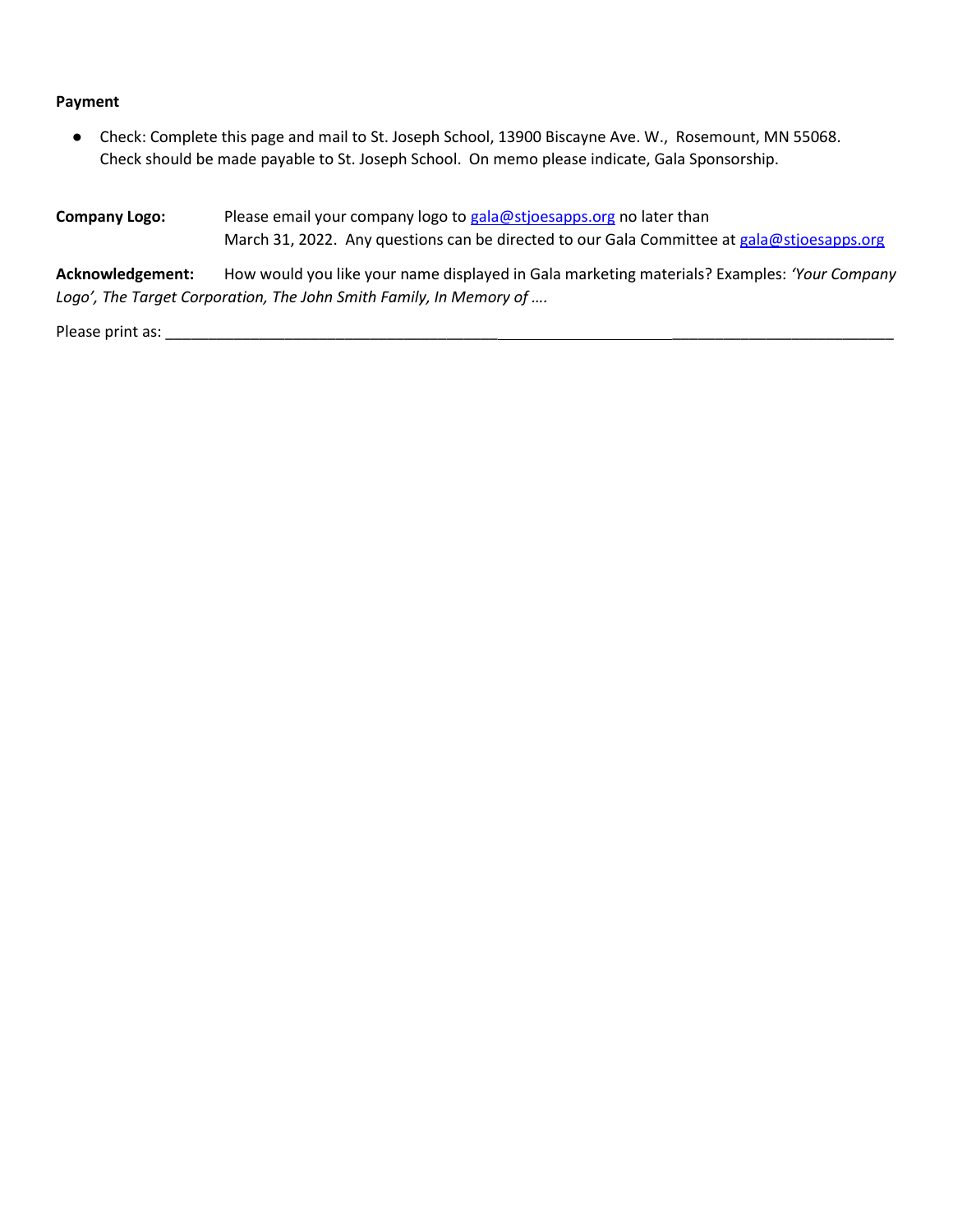**Payment**

- Check: Complete this page and mail to St. Joseph School, 13900 Biscayne Ave. W., Rosemount, MN 55068. Check should be made payable to St. Joseph School. On memo please indicate, Gala Sponsorship.

**Company Logo:** Please email your company logo to gala@stjoesapps.org no later than March 31, 2022. Any questions can be directed to our Gala Committee at gala@stjoesapps.org

**Acknowledgement:** How would you like your name displayed in Gala marketing materials? Examples: *'Your Company Logo', The Target Corporation, The John Smith Family, In Memory of ….*

Please print as: ______________________________________________________________________________________